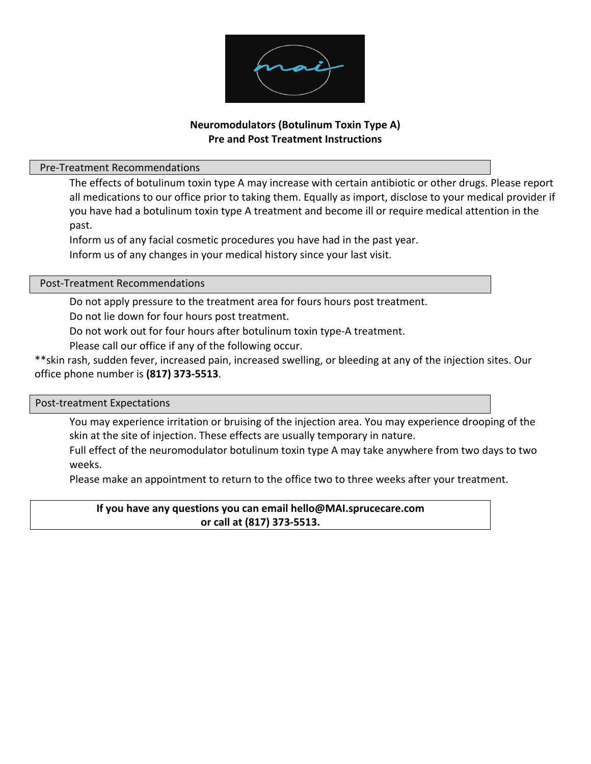# Neuromodulators (Botulinum Toxin Type A)
## Pre and Post Treatment Instructions

### Pre-Treatment Recommendations

The effects of botulinum toxin type A may increase with certain antibiotic or other drugs. Please report all medications to our office prior to taking them. Equally as import, disclose to your medical provider if you have had a botulinum toxin type A treatment and become ill or require medical attention in the past.

Inform us of any facial cosmetic procedures you have had in the past year.

Inform us of any changes in your medical history since your last visit.

### Post-Treatment Recommendations

Do not apply pressure to the treatment area for fours hours post treatment.

Do not lie down for four hours post treatment.

Do not work out for four hours after botulinum toxin type-A treatment.

Please call our office if any of the following occur.

**skin rash, sudden fever, increased pain, increased swelling, or bleeding at any of the injection sites. Our office phone number is **(817) 373-5513**.

### Post-treatment Expectations

You may experience irritation or bruising of the injection area. You may experience drooping of the skin at the site of injection. These effects are usually temporary in nature.

Full effect of the neuromodulator botulinum toxin type A may take anywhere from two days to two weeks.

Please make an appointment to return to the office two to three weeks after your treatment.

**If you have any questions you can email hello@MAI.sprucecare.com or call at (817) 373-5513.**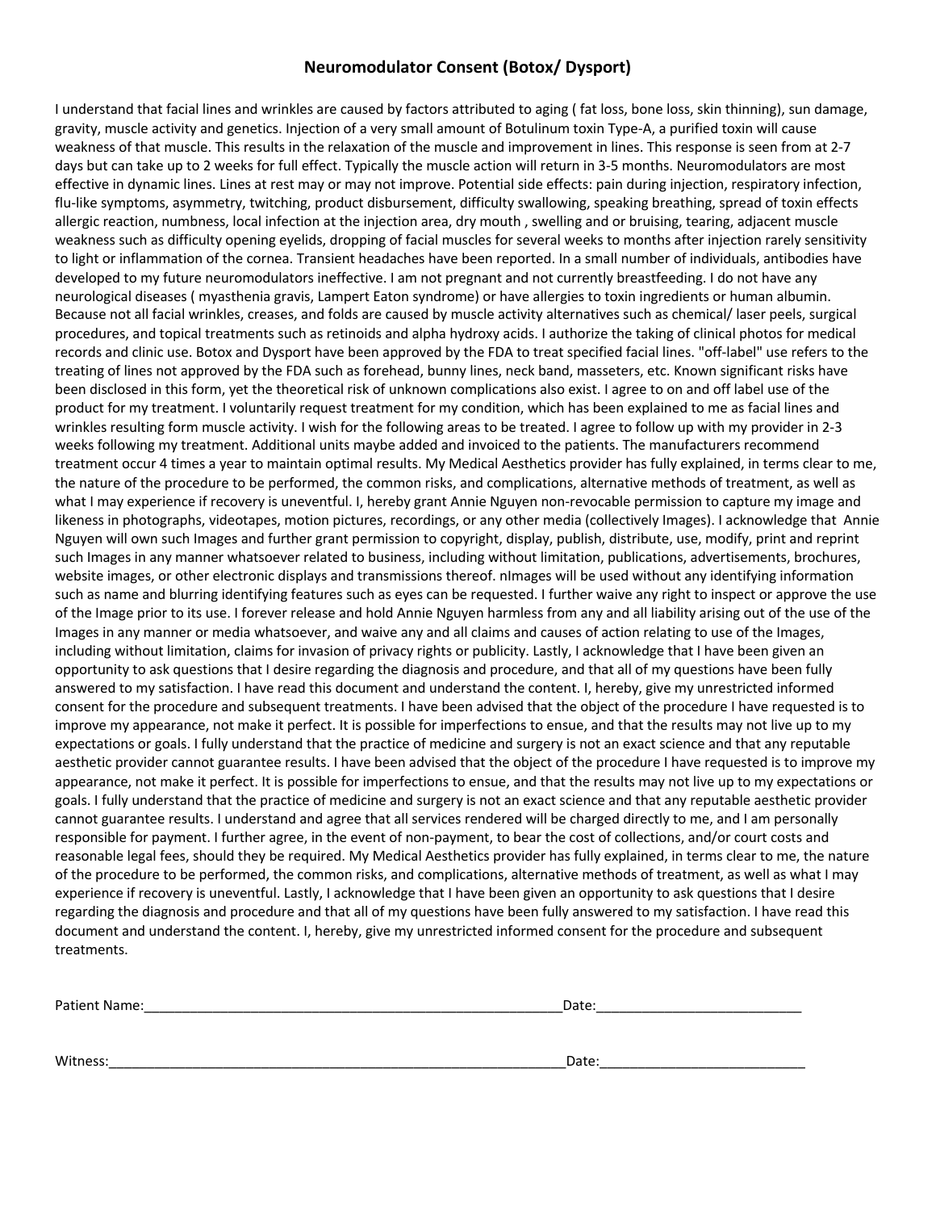# Neuromodulator Consent (Botox/ Dysport)

I understand that facial lines and wrinkles are caused by factors attributed to aging ( fat loss, bone loss, skin thinning), sun damage, gravity, muscle activity and genetics. Injection of a very small amount of Botulinum toxin Type-A, a purified toxin will cause weakness of that muscle. This results in the relaxation of the muscle and improvement in lines. This response is seen from at 2-7 days but can take up to 2 weeks for full effect. Typically the muscle action will return in 3-5 months. Neuromodulators are most effective in dynamic lines. Lines at rest may or may not improve. Potential side effects: pain during injection, respiratory infection, flu-like symptoms, asymmetry, twitching, product disbursement, difficulty swallowing, speaking breathing, spread of toxin effects allergic reaction, numbness, local infection at the injection area, dry mouth , swelling and or bruising, tearing, adjacent muscle weakness such as difficulty opening eyelids, dropping of facial muscles for several weeks to months after injection rarely sensitivity to light or inflammation of the cornea. Transient headaches have been reported. In a small number of individuals, antibodies have developed to my future neuromodulators ineffective. I am not pregnant and not currently breastfeeding. I do not have any neurological diseases ( myasthenia gravis, Lampert Eaton syndrome) or have allergies to toxin ingredients or human albumin. Because not all facial wrinkles, creases, and folds are caused by muscle activity alternatives such as chemical/ laser peels, surgical procedures, and topical treatments such as retinoids and alpha hydroxy acids. I authorize the taking of clinical photos for medical records and clinic use. Botox and Dysport have been approved by the FDA to treat specified facial lines. "off-label" use refers to the treating of lines not approved by the FDA such as forehead, bunny lines, neck band, masseters, etc. Known significant risks have been disclosed in this form, yet the theoretical risk of unknown complications also exist. I agree to on and off label use of the product for my treatment. I voluntarily request treatment for my condition, which has been explained to me as facial lines and wrinkles resulting form muscle activity. I wish for the following areas to be treated. I agree to follow up with my provider in 2-3 weeks following my treatment. Additional units maybe added and invoiced to the patients. The manufacturers recommend treatment occur 4 times a year to maintain optimal results. My Medical Aesthetics provider has fully explained, in terms clear to me, the nature of the procedure to be performed, the common risks, and complications, alternative methods of treatment, as well as what I may experience if recovery is uneventful. I, hereby grant Annie Nguyen non-revocable permission to capture my image and likeness in photographs, videotapes, motion pictures, recordings, or any other media (collectively Images). I acknowledge that Annie Nguyen will own such Images and further grant permission to copyright, display, publish, distribute, use, modify, print and reprint such Images in any manner whatsoever related to business, including without limitation, publications, advertisements, brochures, website images, or other electronic displays and transmissions thereof. nImages will be used without any identifying information such as name and blurring identifying features such as eyes can be requested. I further waive any right to inspect or approve the use of the Image prior to its use. I forever release and hold Annie Nguyen harmless from any and all liability arising out of the use of the Images in any manner or media whatsoever, and waive any and all claims and causes of action relating to use of the Images, including without limitation, claims for invasion of privacy rights or publicity. Lastly, I acknowledge that I have been given an opportunity to ask questions that I desire regarding the diagnosis and procedure, and that all of my questions have been fully answered to my satisfaction. I have read this document and understand the content. I, hereby, give my unrestricted informed consent for the procedure and subsequent treatments. I have been advised that the object of the procedure I have requested is to improve my appearance, not make it perfect. It is possible for imperfections to ensue, and that the results may not live up to my expectations or goals. I fully understand that the practice of medicine and surgery is not an exact science and that any reputable aesthetic provider cannot guarantee results. I have been advised that the object of the procedure I have requested is to improve my appearance, not make it perfect. It is possible for imperfections to ensue, and that the results may not live up to my expectations or goals. I fully understand that the practice of medicine and surgery is not an exact science and that any reputable aesthetic provider cannot guarantee results. I understand and agree that all services rendered will be charged directly to me, and I am personally responsible for payment. I further agree, in the event of non-payment, to bear the cost of collections, and/or court costs and reasonable legal fees, should they be required. My Medical Aesthetics provider has fully explained, in terms clear to me, the nature of the procedure to be performed, the common risks, and complications, alternative methods of treatment, as well as what I may experience if recovery is uneventful. Lastly, I acknowledge that I have been given an opportunity to ask questions that I desire regarding the diagnosis and procedure and that all of my questions have been fully answered to my satisfaction. I have read this document and understand the content. I, hereby, give my unrestricted informed consent for the procedure and subsequent treatments.

Patient Name:___________________________________________________________Date:____________________________

Witness:_______________________________________________________________Date:____________________________